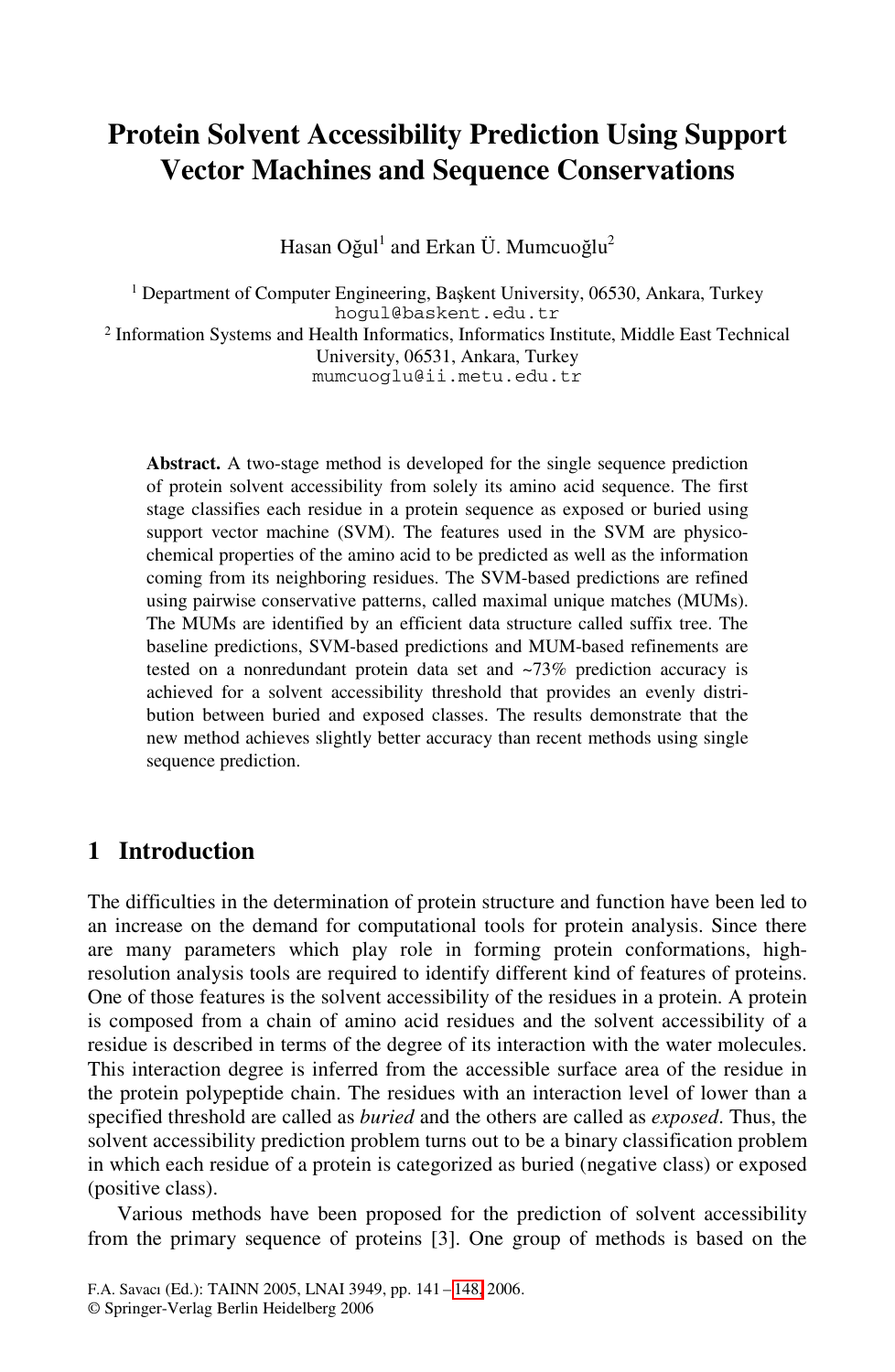# Protein Solvent Accessibility Prediction Using Support Vector Machines and Sequence Conservations

Hasan Oğul[1] and Erkan Ü. Mumcuoğlu[2]

[1] Department of Computer Engineering, Başkent University, 06530, Ankara, Turkey
hogul@baskent.edu.tr

[2] Information Systems and Health Informatics, Informatics Institute, Middle East Technical University, 06531, Ankara, Turkey
mumcuoglu@ii.metu.edu.tr

**Abstract.** A two-stage method is developed for the single sequence prediction of protein solvent accessibility from solely its amino acid sequence. The first stage classifies each residue in a protein sequence as exposed or buried using support vector machine (SVM). The features used in the SVM are physico-chemical properties of the amino acid to be predicted as well as the information coming from its neighboring residues. The SVM-based predictions are refined using pairwise conservative patterns, called maximal unique matches (MUMs). The MUMs are identified by an efficient data structure called suffix tree. The baseline predictions, SVM-based predictions and MUM-based refinements are tested on a nonredundant protein data set and ~73% prediction accuracy is achieved for a solvent accessibility threshold that provides an evenly distribution between buried and exposed classes. The results demonstrate that the new method achieves slightly better accuracy than recent methods using single sequence prediction.

## 1 Introduction

The difficulties in the determination of protein structure and function have been led to an increase on the demand for computational tools for protein analysis. Since there are many parameters which play role in forming protein conformations, high-resolution analysis tools are required to identify different kind of features of proteins. One of those features is the solvent accessibility of the residues in a protein. A protein is composed from a chain of amino acid residues and the solvent accessibility of a residue is described in terms of the degree of its interaction with the water molecules. This interaction degree is inferred from the accessible surface area of the residue in the protein polypeptide chain. The residues with an interaction level of lower than a specified threshold are called as *buried* and the others are called as *exposed*. Thus, the solvent accessibility prediction problem turns out to be a binary classification problem in which each residue of a protein is categorized as buried (negative class) or exposed (positive class).

Various methods have been proposed for the prediction of solvent accessibility from the primary sequence of proteins [3]. One group of methods is based on the

F.A. Savacı (Ed.): TAINN 2005, LNAI 3949, pp. 141 – 148, 2006.
© Springer-Verlag Berlin Heidelberg 2006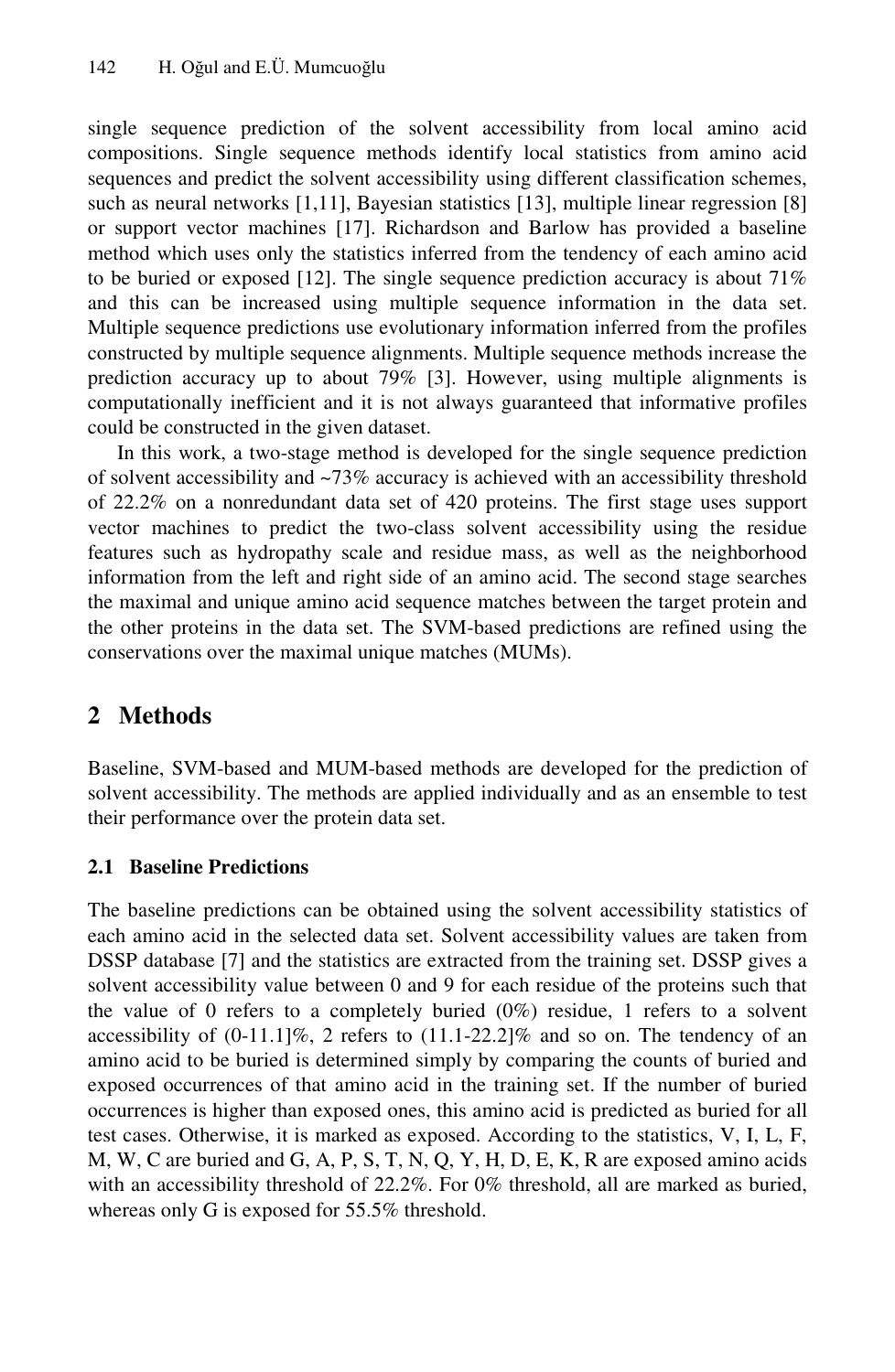single sequence prediction of the solvent accessibility from local amino acid compositions. Single sequence methods identify local statistics from amino acid sequences and predict the solvent accessibility using different classification schemes, such as neural networks [1,11], Bayesian statistics [13], multiple linear regression [8] or support vector machines [17]. Richardson and Barlow has provided a baseline method which uses only the statistics inferred from the tendency of each amino acid to be buried or exposed [12]. The single sequence prediction accuracy is about 71% and this can be increased using multiple sequence information in the data set. Multiple sequence predictions use evolutionary information inferred from the profiles constructed by multiple sequence alignments. Multiple sequence methods increase the prediction accuracy up to about 79% [3]. However, using multiple alignments is computationally inefficient and it is not always guaranteed that informative profiles could be constructed in the given dataset.

In this work, a two-stage method is developed for the single sequence prediction of solvent accessibility and ~73% accuracy is achieved with an accessibility threshold of 22.2% on a nonredundant data set of 420 proteins. The first stage uses support vector machines to predict the two-class solvent accessibility using the residue features such as hydropathy scale and residue mass, as well as the neighborhood information from the left and right side of an amino acid. The second stage searches the maximal and unique amino acid sequence matches between the target protein and the other proteins in the data set. The SVM-based predictions are refined using the conservations over the maximal unique matches (MUMs).

## 2 Methods

Baseline, SVM-based and MUM-based methods are developed for the prediction of solvent accessibility. The methods are applied individually and as an ensemble to test their performance over the protein data set.

### 2.1 Baseline Predictions

The baseline predictions can be obtained using the solvent accessibility statistics of each amino acid in the selected data set. Solvent accessibility values are taken from DSSP database [7] and the statistics are extracted from the training set. DSSP gives a solvent accessibility value between 0 and 9 for each residue of the proteins such that the value of 0 refers to a completely buried (0%) residue, 1 refers to a solvent accessibility of (0-11.1]%, 2 refers to (11.1-22.2]% and so on. The tendency of an amino acid to be buried is determined simply by comparing the counts of buried and exposed occurrences of that amino acid in the training set. If the number of buried occurrences is higher than exposed ones, this amino acid is predicted as buried for all test cases. Otherwise, it is marked as exposed. According to the statistics, V, I, L, F, M, W, C are buried and G, A, P, S, T, N, Q, Y, H, D, E, K, R are exposed amino acids with an accessibility threshold of 22.2%. For 0% threshold, all are marked as buried, whereas only G is exposed for 55.5% threshold.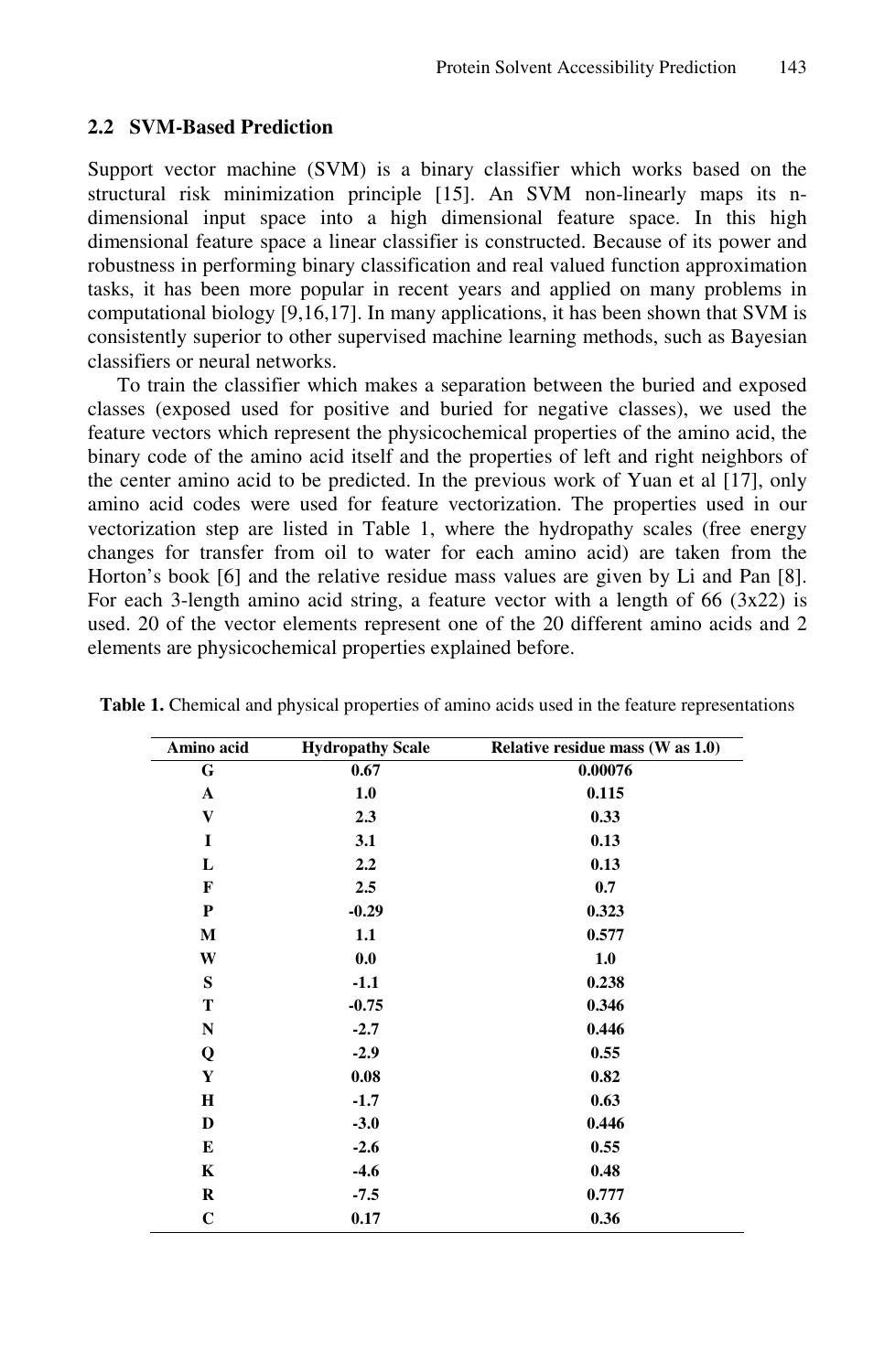### 2.2 SVM-Based Prediction

Support vector machine (SVM) is a binary classifier which works based on the structural risk minimization principle [15]. An SVM non-linearly maps its n-dimensional input space into a high dimensional feature space. In this high dimensional feature space a linear classifier is constructed. Because of its power and robustness in performing binary classification and real valued function approximation tasks, it has been more popular in recent years and applied on many problems in computational biology [9,16,17]. In many applications, it has been shown that SVM is consistently superior to other supervised machine learning methods, such as Bayesian classifiers or neural networks.

To train the classifier which makes a separation between the buried and exposed classes (exposed used for positive and buried for negative classes), we used the feature vectors which represent the physicochemical properties of the amino acid, the binary code of the amino acid itself and the properties of left and right neighbors of the center amino acid to be predicted. In the previous work of Yuan et al [17], only amino acid codes were used for feature vectorization. The properties used in our vectorization step are listed in Table 1, where the hydropathy scales (free energy changes for transfer from oil to water for each amino acid) are taken from the Horton's book [6] and the relative residue mass values are given by Li and Pan [8]. For each 3-length amino acid string, a feature vector with a length of 66 (3x22) is used. 20 of the vector elements represent one of the 20 different amino acids and 2 elements are physicochemical properties explained before.

**Table 1.** Chemical and physical properties of amino acids used in the feature representations

| Amino acid | Hydropathy Scale | Relative residue mass (W as 1.0) |
|---|---|---|
| G | 0.67 | 0.00076 |
| A | 1.0 | 0.115 |
| V | 2.3 | 0.33 |
| I | 3.1 | 0.13 |
| L | 2.2 | 0.13 |
| F | 2.5 | 0.7 |
| P | -0.29 | 0.323 |
| M | 1.1 | 0.577 |
| W | 0.0 | 1.0 |
| S | -1.1 | 0.238 |
| T | -0.75 | 0.346 |
| N | -2.7 | 0.446 |
| Q | -2.9 | 0.55 |
| Y | 0.08 | 0.82 |
| H | -1.7 | 0.63 |
| D | -3.0 | 0.446 |
| E | -2.6 | 0.55 |
| K | -4.6 | 0.48 |
| R | -7.5 | 0.777 |
| C | 0.17 | 0.36 |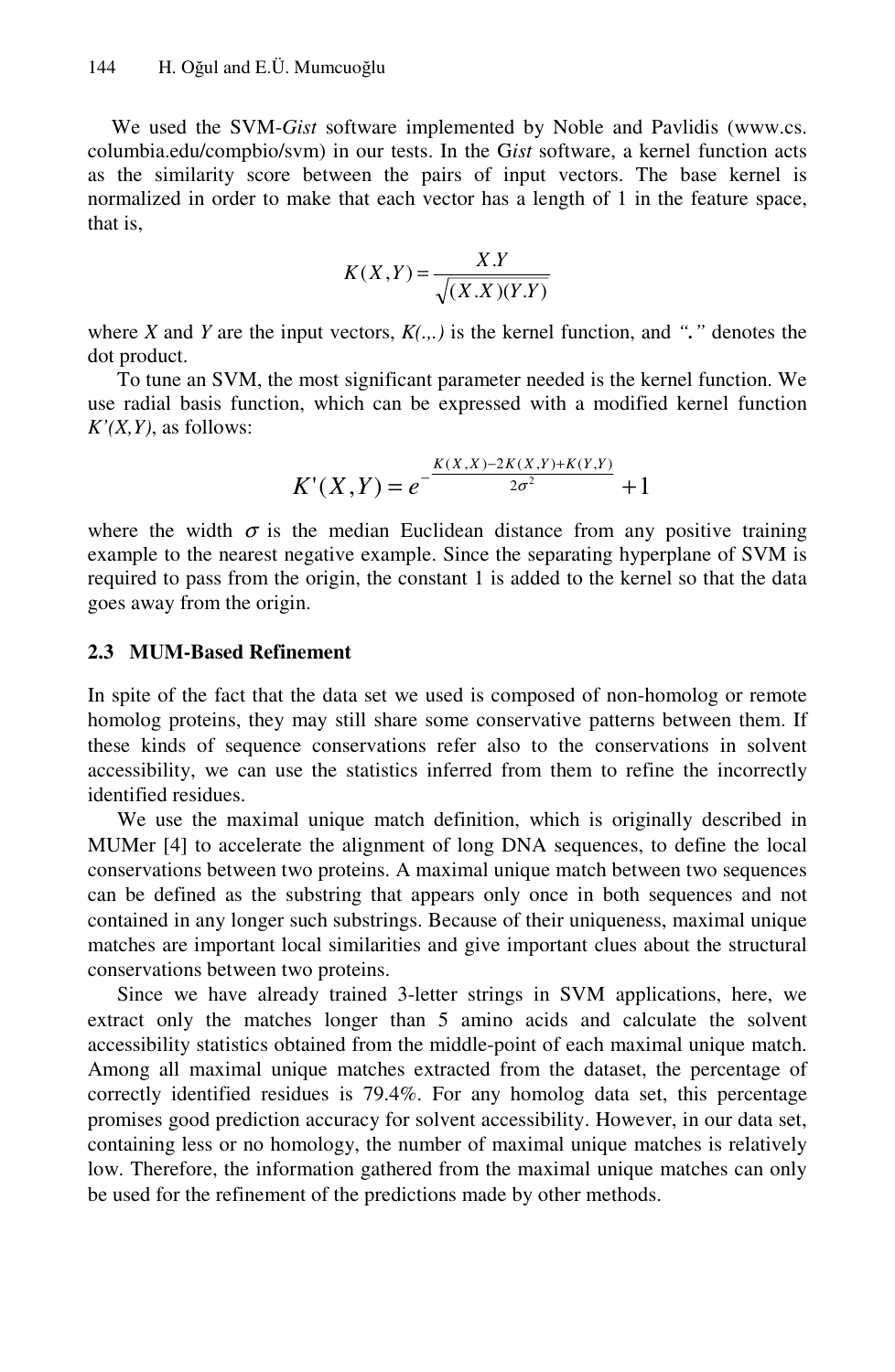We used the SVM-*Gist* software implemented by Noble and Pavlidis (www.cs.columbia.edu/compbio/svm) in our tests. In the G*ist* software, a kernel function acts as the similarity score between the pairs of input vectors. The base kernel is normalized in order to make that each vector has a length of 1 in the feature space, that is,

$$K(X,Y) = \frac{X.Y}{\sqrt{(X.X)(Y.Y)}}$$

where *X* and *Y* are the input vectors, *K(.,.)* is the kernel function, and *"."* denotes the dot product.

To tune an SVM, the most significant parameter needed is the kernel function. We use radial basis function, which can be expressed with a modified kernel function *K'(X,Y)*, as follows:

$$K'(X,Y) = e^{-\frac{K(X,X)-2K(X,Y)+K(Y,Y)}{2\sigma^2}} + 1$$

where the width $\sigma$ is the median Euclidean distance from any positive training example to the nearest negative example. Since the separating hyperplane of SVM is required to pass from the origin, the constant 1 is added to the kernel so that the data goes away from the origin.

### 2.3 MUM-Based Refinement

In spite of the fact that the data set we used is composed of non-homolog or remote homolog proteins, they may still share some conservative patterns between them. If these kinds of sequence conservations refer also to the conservations in solvent accessibility, we can use the statistics inferred from them to refine the incorrectly identified residues.

We use the maximal unique match definition, which is originally described in MUMer [4] to accelerate the alignment of long DNA sequences, to define the local conservations between two proteins. A maximal unique match between two sequences can be defined as the substring that appears only once in both sequences and not contained in any longer such substrings. Because of their uniqueness, maximal unique matches are important local similarities and give important clues about the structural conservations between two proteins.

Since we have already trained 3-letter strings in SVM applications, here, we extract only the matches longer than 5 amino acids and calculate the solvent accessibility statistics obtained from the middle-point of each maximal unique match. Among all maximal unique matches extracted from the dataset, the percentage of correctly identified residues is 79.4%. For any homolog data set, this percentage promises good prediction accuracy for solvent accessibility. However, in our data set, containing less or no homology, the number of maximal unique matches is relatively low. Therefore, the information gathered from the maximal unique matches can only be used for the refinement of the predictions made by other methods.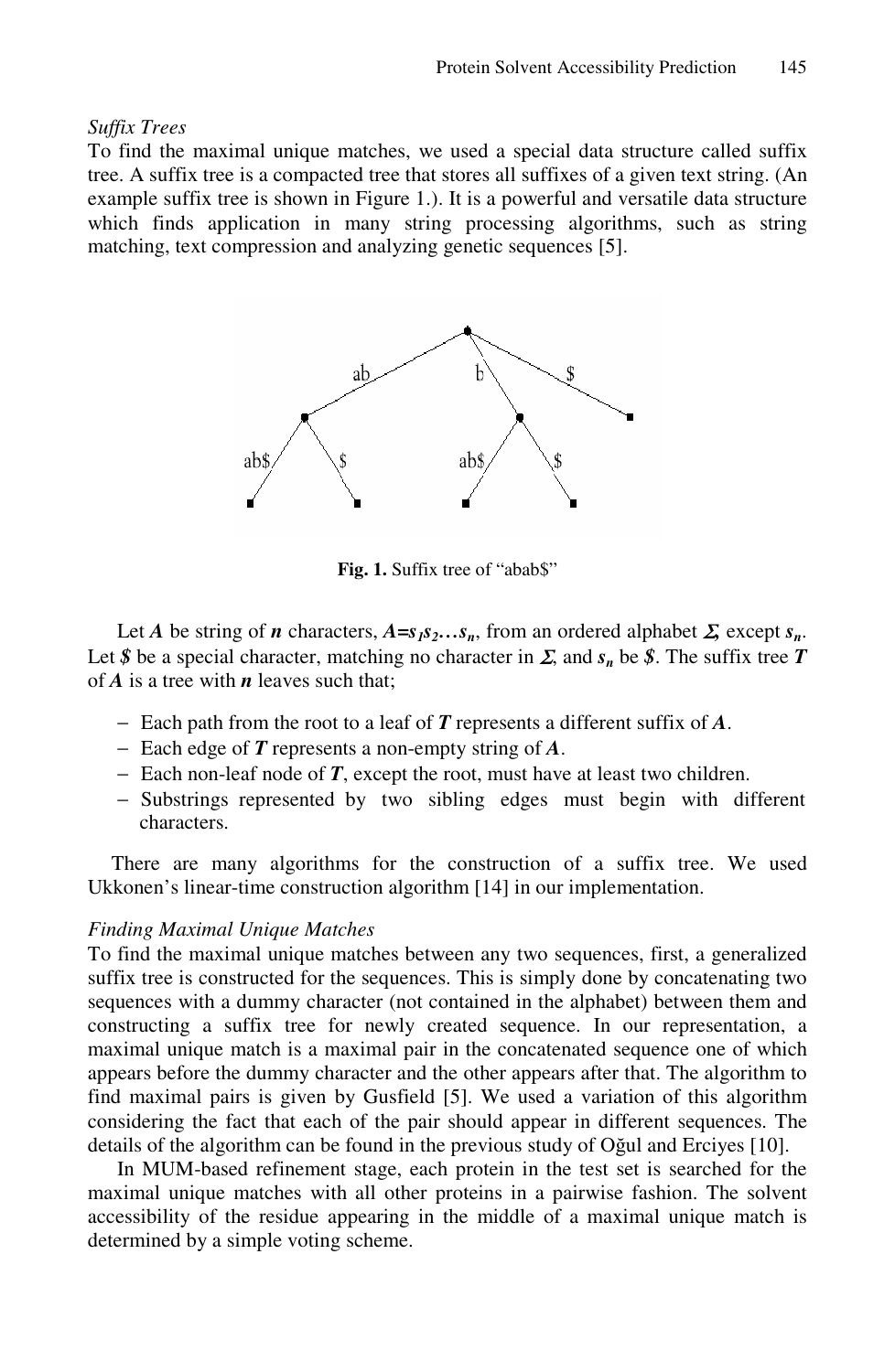*Suffix Trees*

To find the maximal unique matches, we used a special data structure called suffix tree. A suffix tree is a compacted tree that stores all suffixes of a given text string. (An example suffix tree is shown in Figure 1.). It is a powerful and versatile data structure which finds application in many string processing algorithms, such as string matching, text compression and analyzing genetic sequences [5].

**Fig. 1.** Suffix tree of "abab$"

Let $A$ be string of $n$ characters, $A=s_1s_2\ldots s_n$, from an ordered alphabet $\Sigma$, except $s_n$. Let $\$$ be a special character, matching no character in $\Sigma$, and $s_n$ be $\$$. The suffix tree $T$ of $A$ is a tree with $n$ leaves such that;

- Each path from the root to a leaf of $T$ represents a different suffix of $A$.
- Each edge of $T$ represents a non-empty string of $A$.
- Each non-leaf node of $T$, except the root, must have at least two children.
- Substrings represented by two sibling edges must begin with different characters.

There are many algorithms for the construction of a suffix tree. We used Ukkonen's linear-time construction algorithm [14] in our implementation.

*Finding Maximal Unique Matches*

To find the maximal unique matches between any two sequences, first, a generalized suffix tree is constructed for the sequences. This is simply done by concatenating two sequences with a dummy character (not contained in the alphabet) between them and constructing a suffix tree for newly created sequence. In our representation, a maximal unique match is a maximal pair in the concatenated sequence one of which appears before the dummy character and the other appears after that. The algorithm to find maximal pairs is given by Gusfield [5]. We used a variation of this algorithm considering the fact that each of the pair should appear in different sequences. The details of the algorithm can be found in the previous study of Oğul and Erciyes [10].

In MUM-based refinement stage, each protein in the test set is searched for the maximal unique matches with all other proteins in a pairwise fashion. The solvent accessibility of the residue appearing in the middle of a maximal unique match is determined by a simple voting scheme.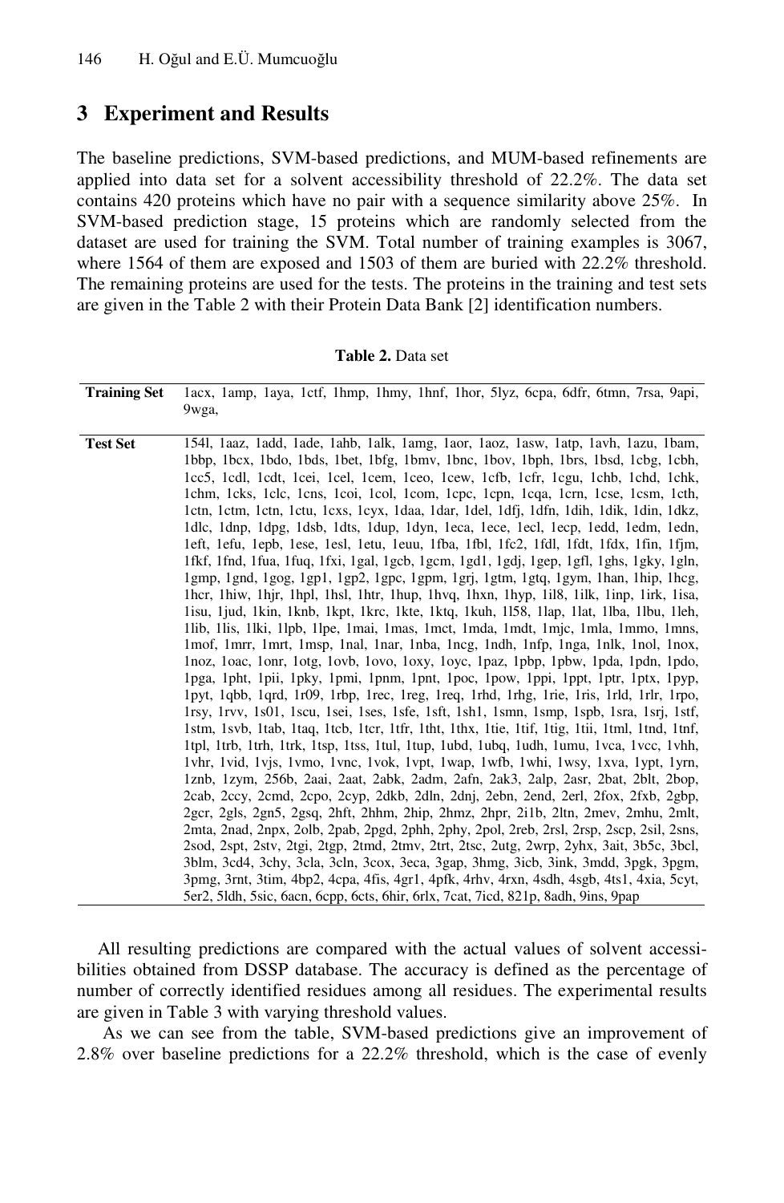## 3 Experiment and Results

The baseline predictions, SVM-based predictions, and MUM-based refinements are applied into data set for a solvent accessibility threshold of 22.2%. The data set contains 420 proteins which have no pair with a sequence similarity above 25%. In SVM-based prediction stage, 15 proteins which are randomly selected from the dataset are used for training the SVM. Total number of training examples is 3067, where 1564 of them are exposed and 1503 of them are buried with 22.2% threshold. The remaining proteins are used for the tests. The proteins in the training and test sets are given in the Table 2 with their Protein Data Bank [2] identification numbers.

**Table 2.** Data set

| | |
|---|---|
| **Training Set** | 1acx, 1amp, 1aya, 1ctf, 1hmp, 1hmy, 1hnf, 1hor, 5lyz, 6cpa, 6dfr, 6tmn, 7rsa, 9api, 9wga, |
| **Test Set** | 154l, 1aaz, 1add, 1ade, 1ahb, 1alk, 1amg, 1aor, 1aoz, 1asw, 1atp, 1avh, 1azu, 1bam, 1bbp, 1bcx, 1bdo, 1bds, 1bet, 1bfg, 1bmv, 1bnc, 1bov, 1bph, 1brs, 1bsd, 1cbg, 1cbh, 1cc5, 1cdl, 1cdt, 1cei, 1cel, 1cem, 1ceo, 1cew, 1cfb, 1cfr, 1cgu, 1chb, 1chd, 1chk, 1chm, 1cks, 1clc, 1cns, 1coi, 1col, 1com, 1cpc, 1cpn, 1cqa, 1crn, 1cse, 1csm, 1cth, 1ctn, 1ctm, 1ctn, 1ctu, 1cxs, 1cyx, 1daa, 1dar, 1del, 1dfj, 1dfn, 1dih, 1dik, 1din, 1dkz, 1dlc, 1dnp, 1dpg, 1dsb, 1dts, 1dup, 1dyn, 1eca, 1ece, 1ecl, 1ecp, 1edd, 1edm, 1edn, 1eft, 1efu, 1epb, 1ese, 1esl, 1etu, 1euu, 1fba, 1fbl, 1fc2, 1fdl, 1fdt, 1fdx, 1fin, 1fjm, 1fkf, 1fnd, 1fua, 1fuq, 1fxi, 1gal, 1gcb, 1gcm, 1gd1, 1gdj, 1gep, 1gfl, 1ghs, 1gky, 1gln, 1gmp, 1gnd, 1gog, 1gp1, 1gp2, 1gpc, 1gpm, 1grj, 1gtm, 1gtq, 1gym, 1han, 1hip, 1hcg, 1hcr, 1hiw, 1hjr, 1hpl, 1hsl, 1htr, 1hup, 1hvq, 1hxn, 1hyp, 1il8, 1ilk, 1inp, 1irk, 1isa, 1isu, 1jud, 1kin, 1knb, 1kpt, 1krc, 1kte, 1ktq, 1kuh, 1l58, 1lap, 1lat, 1lba, 1lbu, 1leh, 1lib, 1lis, 1lki, 1lpb, 1lpe, 1mai, 1mas, 1mct, 1mda, 1mdt, 1mjc, 1mla, 1mmo, 1mns, 1mof, 1mrr, 1mrt, 1msp, 1nal, 1nar, 1nba, 1ncg, 1ndh, 1nfp, 1nga, 1nlk, 1nol, 1nox, 1noz, 1oac, 1onr, 1otg, 1ovb, 1ovo, 1oxy, 1oyc, 1paz, 1pbp, 1pbw, 1pda, 1pdn, 1pdo, 1pga, 1pht, 1pii, 1pky, 1pmi, 1pnm, 1pnt, 1poc, 1pow, 1ppi, 1ppt, 1ptr, 1ptx, 1pyp, 1pyt, 1qbb, 1qrd, 1r09, 1rbp, 1rec, 1reg, 1req, 1rhd, 1rhg, 1rie, 1ris, 1rld, 1rlr, 1rpo, 1rsy, 1rvv, 1s01, 1scu, 1sei, 1ses, 1sfe, 1sft, 1sh1, 1smn, 1smp, 1spb, 1sra, 1srj, 1stf, 1stm, 1svb, 1tab, 1taq, 1tcb, 1tcr, 1tfr, 1tht, 1thx, 1tie, 1tif, 1tig, 1tii, 1tml, 1tnd, 1tnf, 1tpl, 1trb, 1trh, 1trk, 1tsp, 1tss, 1tul, 1tup, 1ubd, 1ubq, 1udh, 1umu, 1vca, 1vcc, 1vhh, 1vhr, 1vid, 1vjs, 1vmo, 1vnc, 1vok, 1vpt, 1wap, 1wfb, 1whi, 1wsy, 1xva, 1ypt, 1yrn, 1znb, 1zym, 256b, 2aai, 2aat, 2abk, 2adm, 2afn, 2ak3, 2alp, 2asr, 2bat, 2blt, 2bop, 2cab, 2ccy, 2cmd, 2cpo, 2cyp, 2dkb, 2dln, 2dnj, 2ebn, 2end, 2erl, 2fox, 2fxb, 2gbp, 2gcr, 2gls, 2gn5, 2gsq, 2hft, 2hhm, 2hip, 2hmz, 2hpr, 2i1b, 2ltn, 2mev, 2mhu, 2mlt, 2mta, 2nad, 2npx, 2olb, 2pab, 2pgd, 2phh, 2phy, 2pol, 2reb, 2rsl, 2rsp, 2scp, 2sil, 2sns, 2sod, 2spt, 2stv, 2tgi, 2tgp, 2tmd, 2tmv, 2trt, 2tsc, 2utg, 2wrp, 2yhx, 3ait, 3b5c, 3bcl, 3blm, 3cd4, 3chy, 3cla, 3cln, 3cox, 3eca, 3gap, 3hmg, 3icb, 3ink, 3mdd, 3pgk, 3pgm, 3pmg, 3rnt, 3tim, 4bp2, 4cpa, 4fis, 4gr1, 4pfk, 4rhv, 4rxn, 4sdh, 4sgb, 4ts1, 4xia, 5cyt, 5er2, 5ldh, 5sic, 6acn, 6cpp, 6cts, 6hir, 6rlx, 7cat, 7icd, 821p, 8adh, 9ins, 9pap |

All resulting predictions are compared with the actual values of solvent accessibilities obtained from DSSP database. The accuracy is defined as the percentage of number of correctly identified residues among all residues. The experimental results are given in Table 3 with varying threshold values.

As we can see from the table, SVM-based predictions give an improvement of 2.8% over baseline predictions for a 22.2% threshold, which is the case of evenly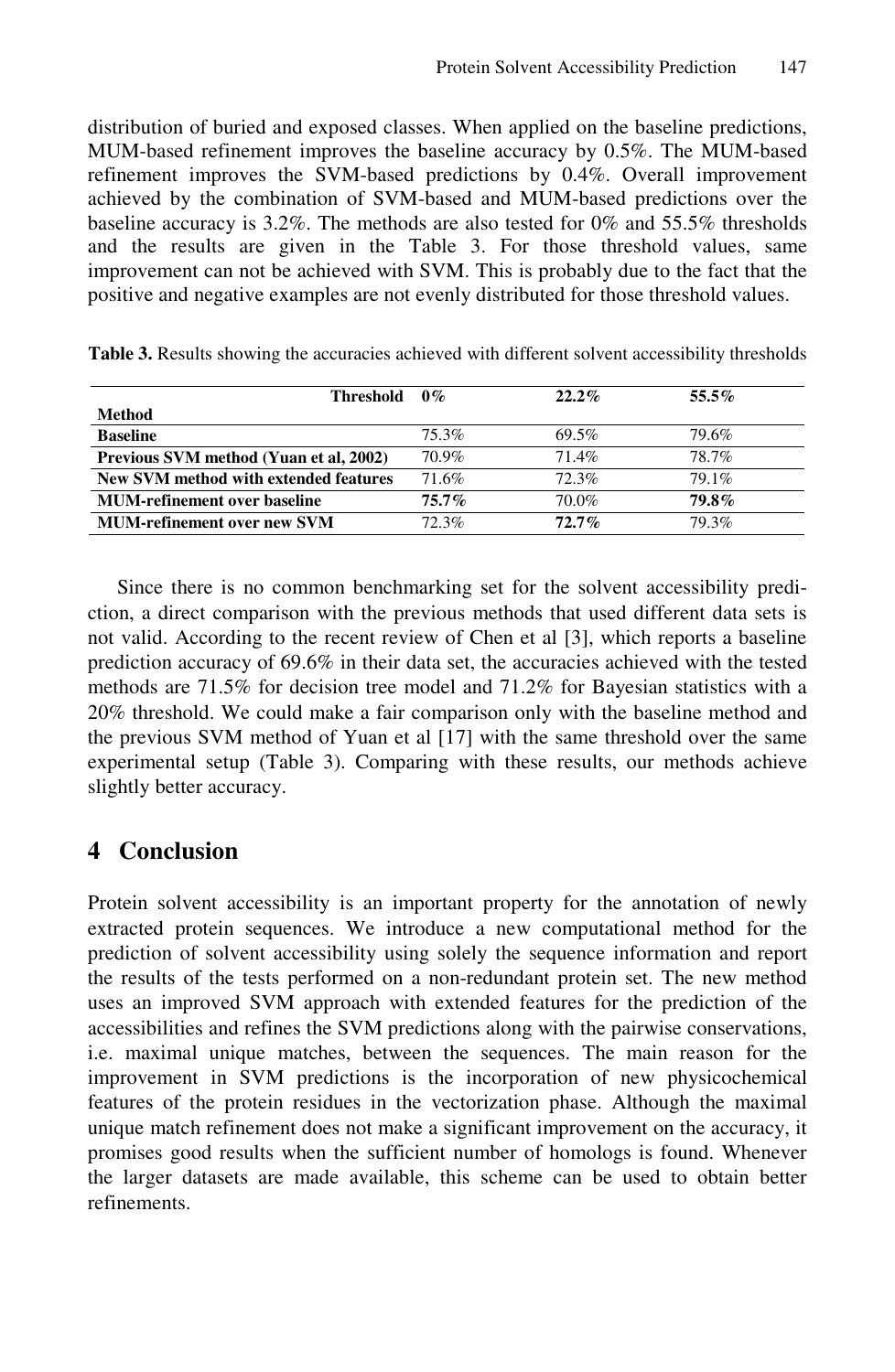distribution of buried and exposed classes. When applied on the baseline predictions, MUM-based refinement improves the baseline accuracy by 0.5%. The MUM-based refinement improves the SVM-based predictions by 0.4%. Overall improvement achieved by the combination of SVM-based and MUM-based predictions over the baseline accuracy is 3.2%. The methods are also tested for 0% and 55.5% thresholds and the results are given in the Table 3. For those threshold values, same improvement can not be achieved with SVM. This is probably due to the fact that the positive and negative examples are not evenly distributed for those threshold values.

**Table 3.** Results showing the accuracies achieved with different solvent accessibility thresholds

| **Threshold** / **Method** | **0%** | **22.2%** | **55.5%** |
|---|---|---|---|
| **Baseline** | 75.3% | 69.5% | 79.6% |
| **Previous SVM method (Yuan et al, 2002)** | 70.9% | 71.4% | 78.7% |
| **New SVM method with extended features** | 71.6% | 72.3% | 79.1% |
| **MUM-refinement over baseline** | **75.7%** | 70.0% | **79.8%** |
| **MUM-refinement over new SVM** | 72.3% | **72.7%** | 79.3% |

Since there is no common benchmarking set for the solvent accessibility prediction, a direct comparison with the previous methods that used different data sets is not valid. According to the recent review of Chen et al [3], which reports a baseline prediction accuracy of 69.6% in their data set, the accuracies achieved with the tested methods are 71.5% for decision tree model and 71.2% for Bayesian statistics with a 20% threshold. We could make a fair comparison only with the baseline method and the previous SVM method of Yuan et al [17] with the same threshold over the same experimental setup (Table 3). Comparing with these results, our methods achieve slightly better accuracy.

## 4 Conclusion

Protein solvent accessibility is an important property for the annotation of newly extracted protein sequences. We introduce a new computational method for the prediction of solvent accessibility using solely the sequence information and report the results of the tests performed on a non-redundant protein set. The new method uses an improved SVM approach with extended features for the prediction of the accessibilities and refines the SVM predictions along with the pairwise conservations, i.e. maximal unique matches, between the sequences. The main reason for the improvement in SVM predictions is the incorporation of new physicochemical features of the protein residues in the vectorization phase. Although the maximal unique match refinement does not make a significant improvement on the accuracy, it promises good results when the sufficient number of homologs is found. Whenever the larger datasets are made available, this scheme can be used to obtain better refinements.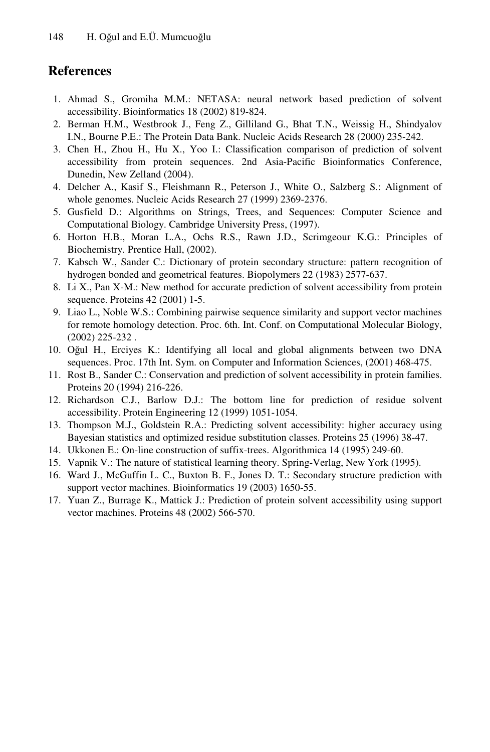## References

1. Ahmad S., Gromiha M.M.: NETASA: neural network based prediction of solvent accessibility. Bioinformatics 18 (2002) 819-824.
2. Berman H.M., Westbrook J., Feng Z., Gilliland G., Bhat T.N., Weissig H., Shindyalov I.N., Bourne P.E.: The Protein Data Bank. Nucleic Acids Research 28 (2000) 235-242.
3. Chen H., Zhou H., Hu X., Yoo I.: Classification comparison of prediction of solvent accessibility from protein sequences. 2nd Asia-Pacific Bioinformatics Conference, Dunedin, New Zelland (2004).
4. Delcher A., Kasif S., Fleishmann R., Peterson J., White O., Salzberg S.: Alignment of whole genomes. Nucleic Acids Research 27 (1999) 2369-2376.
5. Gusfield D.: Algorithms on Strings, Trees, and Sequences: Computer Science and Computational Biology. Cambridge University Press, (1997).
6. Horton H.B., Moran L.A., Ochs R.S., Rawn J.D., Scrimgeour K.G.: Principles of Biochemistry. Prentice Hall, (2002).
7. Kabsch W., Sander C.: Dictionary of protein secondary structure: pattern recognition of hydrogen bonded and geometrical features. Biopolymers 22 (1983) 2577-637.
8. Li X., Pan X-M.: New method for accurate prediction of solvent accessibility from protein sequence. Proteins 42 (2001) 1-5.
9. Liao L., Noble W.S.: Combining pairwise sequence similarity and support vector machines for remote homology detection. Proc. 6th. Int. Conf. on Computational Molecular Biology, (2002) 225-232 .
10. Oğul H., Erciyes K.: Identifying all local and global alignments between two DNA sequences. Proc. 17th Int. Sym. on Computer and Information Sciences, (2001) 468-475.
11. Rost B., Sander C.: Conservation and prediction of solvent accessibility in protein families. Proteins 20 (1994) 216-226.
12. Richardson C.J., Barlow D.J.: The bottom line for prediction of residue solvent accessibility. Protein Engineering 12 (1999) 1051-1054.
13. Thompson M.J., Goldstein R.A.: Predicting solvent accessibility: higher accuracy using Bayesian statistics and optimized residue substitution classes. Proteins 25 (1996) 38-47.
14. Ukkonen E.: On-line construction of suffix-trees. Algorithmica 14 (1995) 249-60.
15. Vapnik V.: The nature of statistical learning theory. Spring-Verlag, New York (1995).
16. Ward J., McGuffin L. C., Buxton B. F., Jones D. T.: Secondary structure prediction with support vector machines. Bioinformatics 19 (2003) 1650-55.
17. Yuan Z., Burrage K., Mattick J.: Prediction of protein solvent accessibility using support vector machines. Proteins 48 (2002) 566-570.